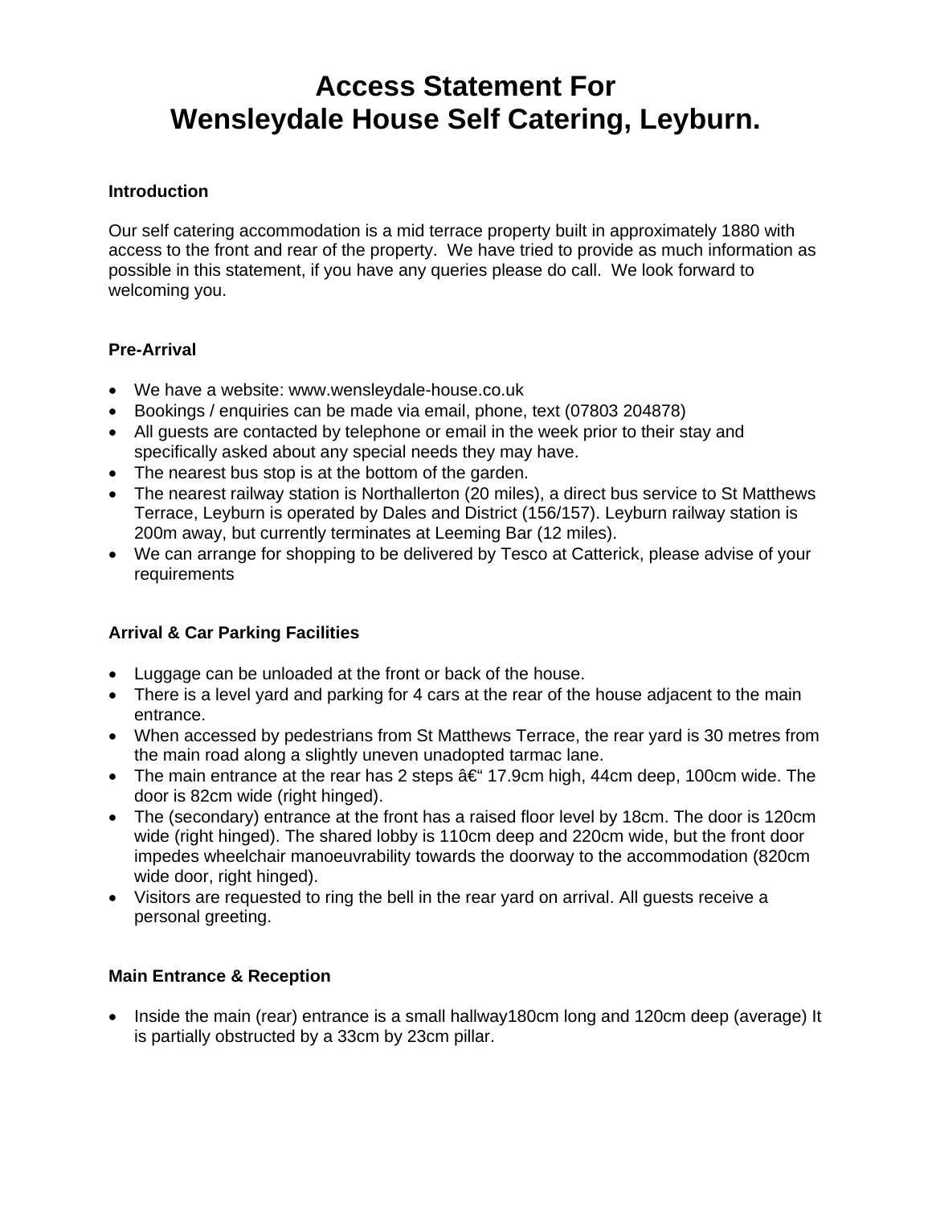# Access Statement For Wensleydale House Self Catering, Leyburn.

**Introduction**

Our self catering accommodation is a mid terrace property built in approximately 1880 with access to the front and rear of the property. We have tried to provide as much information as possible in this statement, if you have any queries please do call. We look forward to welcoming you.

**Pre-Arrival**

- We have a website: www.wensleydale-house.co.uk
- Bookings / enquiries can be made via email, phone, text (07803 204878)
- All guests are contacted by telephone or email in the week prior to their stay and specifically asked about any special needs they may have.
- The nearest bus stop is at the bottom of the garden.
- The nearest railway station is Northallerton (20 miles), a direct bus service to St Matthews Terrace, Leyburn is operated by Dales and District (156/157). Leyburn railway station is 200m away, but currently terminates at Leeming Bar (12 miles).
- We can arrange for shopping to be delivered by Tesco at Catterick, please advise of your requirements

**Arrival & Car Parking Facilities**

- Luggage can be unloaded at the front or back of the house.
- There is a level yard and parking for 4 cars at the rear of the house adjacent to the main entrance.
- When accessed by pedestrians from St Matthews Terrace, the rear yard is 30 metres from the main road along a slightly uneven unadopted tarmac lane.
- The main entrance at the rear has 2 steps â€“ 17.9cm high, 44cm deep, 100cm wide. The door is 82cm wide (right hinged).
- The (secondary) entrance at the front has a raised floor level by 18cm. The door is 120cm wide (right hinged). The shared lobby is 110cm deep and 220cm wide, but the front door impedes wheelchair manoeuvrability towards the doorway to the accommodation (820cm wide door, right hinged).
- Visitors are requested to ring the bell in the rear yard on arrival. All guests receive a personal greeting.

**Main Entrance & Reception**

- Inside the main (rear) entrance is a small hallway180cm long and 120cm deep (average) It is partially obstructed by a 33cm by 23cm pillar.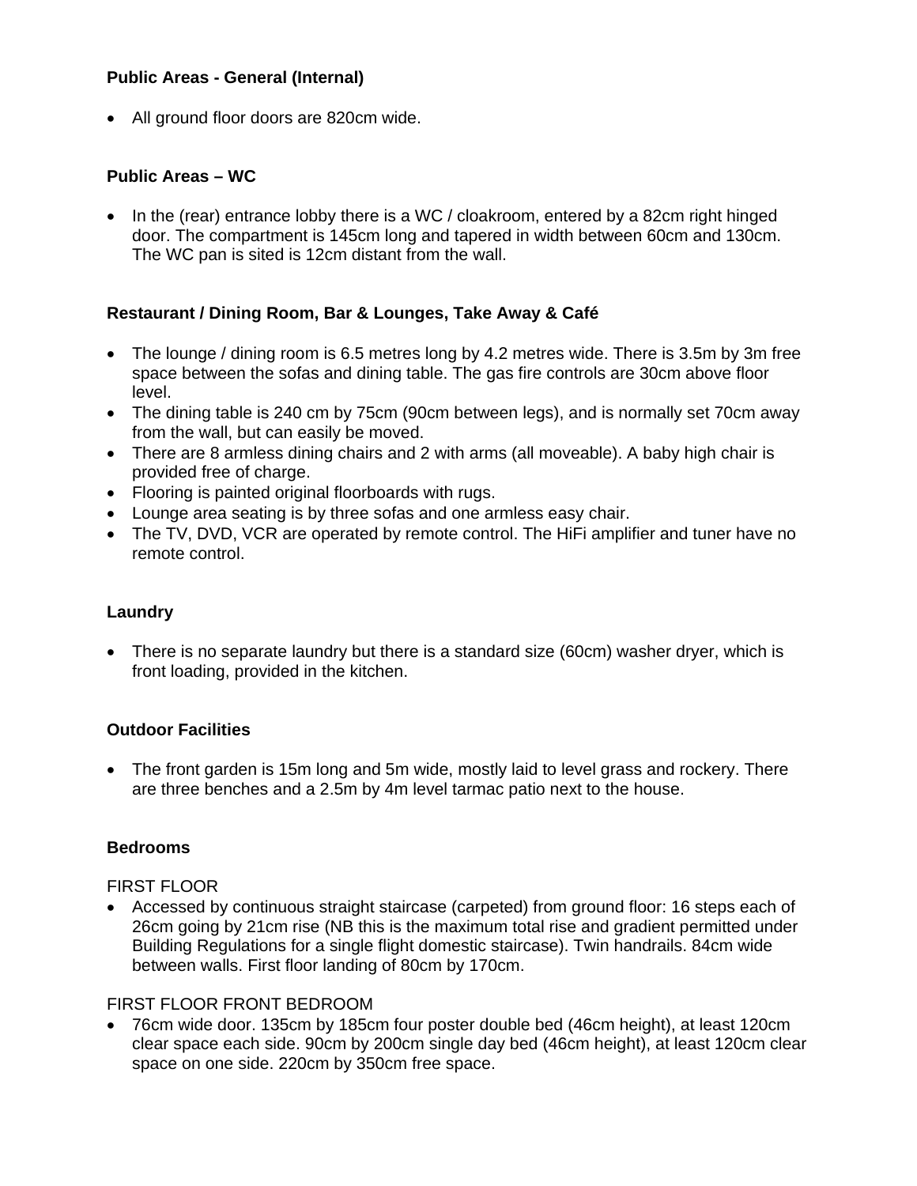**Public Areas - General (Internal)**

- All ground floor doors are 820cm wide.

**Public Areas – WC**

- In the (rear) entrance lobby there is a WC / cloakroom, entered by a 82cm right hinged door. The compartment is 145cm long and tapered in width between 60cm and 130cm. The WC pan is sited is 12cm distant from the wall.

**Restaurant / Dining Room, Bar & Lounges, Take Away & Café**

- The lounge / dining room is 6.5 metres long by 4.2 metres wide. There is 3.5m by 3m free space between the sofas and dining table. The gas fire controls are 30cm above floor level.
- The dining table is 240 cm by 75cm (90cm between legs), and is normally set 70cm away from the wall, but can easily be moved.
- There are 8 armless dining chairs and 2 with arms (all moveable). A baby high chair is provided free of charge.
- Flooring is painted original floorboards with rugs.
- Lounge area seating is by three sofas and one armless easy chair.
- The TV, DVD, VCR are operated by remote control. The HiFi amplifier and tuner have no remote control.

**Laundry**

- There is no separate laundry but there is a standard size (60cm) washer dryer, which is front loading, provided in the kitchen.

**Outdoor Facilities**

- The front garden is 15m long and 5m wide, mostly laid to level grass and rockery. There are three benches and a 2.5m by 4m level tarmac patio next to the house.

**Bedrooms**

FIRST FLOOR

- Accessed by continuous straight staircase (carpeted) from ground floor: 16 steps each of 26cm going by 21cm rise (NB this is the maximum total rise and gradient permitted under Building Regulations for a single flight domestic staircase). Twin handrails. 84cm wide between walls. First floor landing of 80cm by 170cm.

FIRST FLOOR FRONT BEDROOM

- 76cm wide door. 135cm by 185cm four poster double bed (46cm height), at least 120cm clear space each side. 90cm by 200cm single day bed (46cm height), at least 120cm clear space on one side. 220cm by 350cm free space.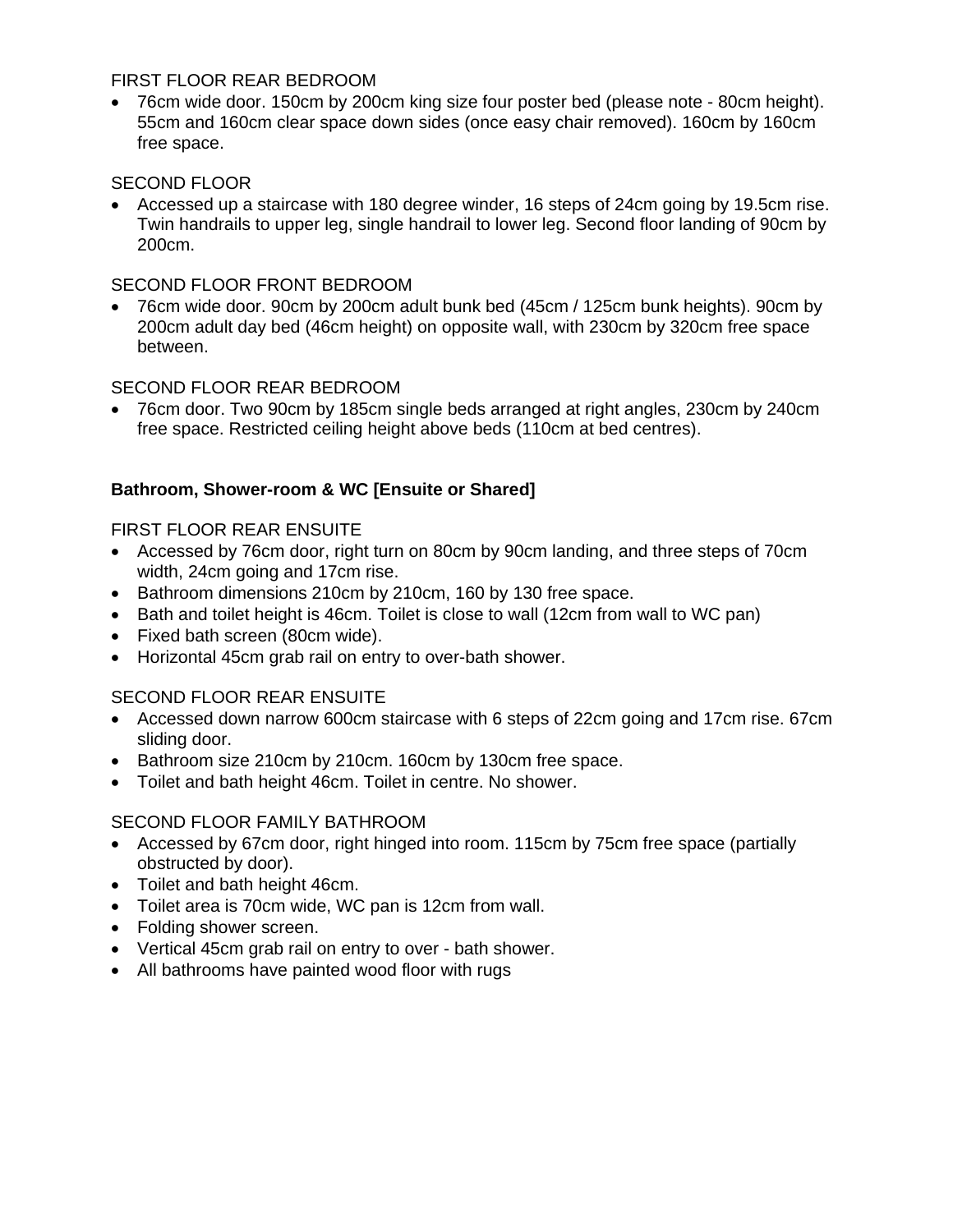FIRST FLOOR REAR BEDROOM

- 76cm wide door. 150cm by 200cm king size four poster bed (please note - 80cm height). 55cm and 160cm clear space down sides (once easy chair removed). 160cm by 160cm free space.

SECOND FLOOR

- Accessed up a staircase with 180 degree winder, 16 steps of 24cm going by 19.5cm rise. Twin handrails to upper leg, single handrail to lower leg. Second floor landing of 90cm by 200cm.

SECOND FLOOR FRONT BEDROOM

- 76cm wide door. 90cm by 200cm adult bunk bed (45cm / 125cm bunk heights). 90cm by 200cm adult day bed (46cm height) on opposite wall, with 230cm by 320cm free space between.

SECOND FLOOR REAR BEDROOM

- 76cm door. Two 90cm by 185cm single beds arranged at right angles, 230cm by 240cm free space. Restricted ceiling height above beds (110cm at bed centres).

**Bathroom, Shower-room & WC [Ensuite or Shared]**

FIRST FLOOR REAR ENSUITE

- Accessed by 76cm door, right turn on 80cm by 90cm landing, and three steps of 70cm width, 24cm going and 17cm rise.
- Bathroom dimensions 210cm by 210cm, 160 by 130 free space.
- Bath and toilet height is 46cm. Toilet is close to wall (12cm from wall to WC pan)
- Fixed bath screen (80cm wide).
- Horizontal 45cm grab rail on entry to over-bath shower.

SECOND FLOOR REAR ENSUITE

- Accessed down narrow 600cm staircase with 6 steps of 22cm going and 17cm rise. 67cm sliding door.
- Bathroom size 210cm by 210cm. 160cm by 130cm free space.
- Toilet and bath height 46cm. Toilet in centre. No shower.

SECOND FLOOR FAMILY BATHROOM

- Accessed by 67cm door, right hinged into room. 115cm by 75cm free space (partially obstructed by door).
- Toilet and bath height 46cm.
- Toilet area is 70cm wide, WC pan is 12cm from wall.
- Folding shower screen.
- Vertical 45cm grab rail on entry to over - bath shower.
- All bathrooms have painted wood floor with rugs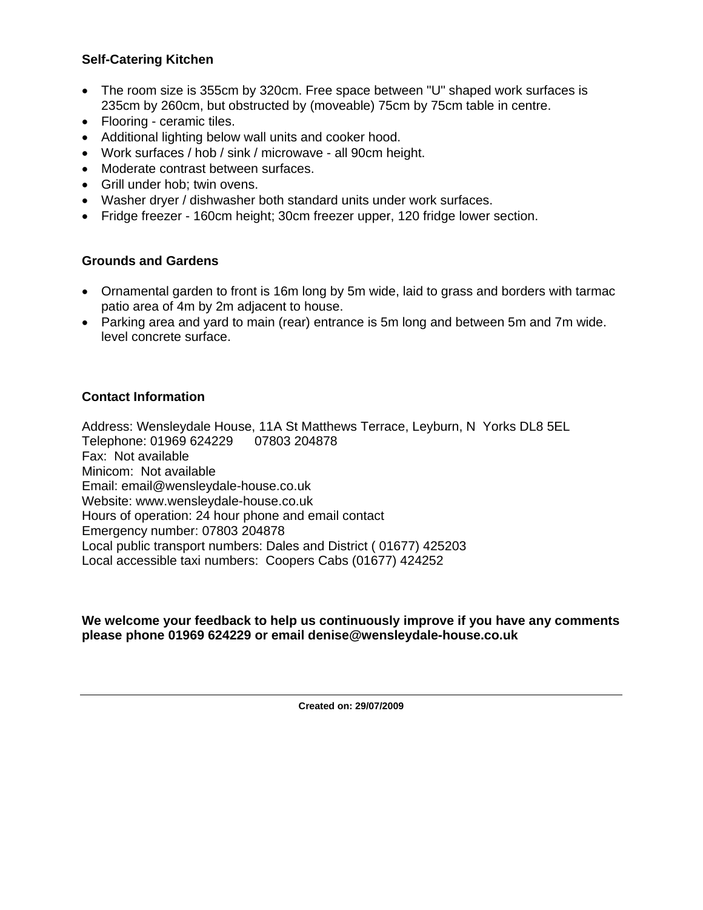### Self-Catering Kitchen

- The room size is 355cm by 320cm. Free space between "U" shaped work surfaces is 235cm by 260cm, but obstructed by (moveable) 75cm by 75cm table in centre.
- Flooring - ceramic tiles.
- Additional lighting below wall units and cooker hood.
- Work surfaces / hob / sink / microwave - all 90cm height.
- Moderate contrast between surfaces.
- Grill under hob; twin ovens.
- Washer dryer / dishwasher both standard units under work surfaces.
- Fridge freezer - 160cm height; 30cm freezer upper, 120 fridge lower section.

### Grounds and Gardens

- Ornamental garden to front is 16m long by 5m wide, laid to grass and borders with tarmac patio area of 4m by 2m adjacent to house.
- Parking area and yard to main (rear) entrance is 5m long and between 5m and 7m wide. level concrete surface.

### Contact Information

Address: Wensleydale House, 11A St Matthews Terrace, Leyburn, N Yorks DL8 5EL
Telephone: 01969 624229 07803 204878
Fax: Not available
Minicom: Not available
Email: email@wensleydale-house.co.uk
Website: www.wensleydale-house.co.uk
Hours of operation: 24 hour phone and email contact
Emergency number: 07803 204878
Local public transport numbers: Dales and District ( 01677) 425203
Local accessible taxi numbers: Coopers Cabs (01677) 424252

**We welcome your feedback to help us continuously improve if you have any comments please phone 01969 624229 or email denise@wensleydale-house.co.uk**

**Created on: 29/07/2009**